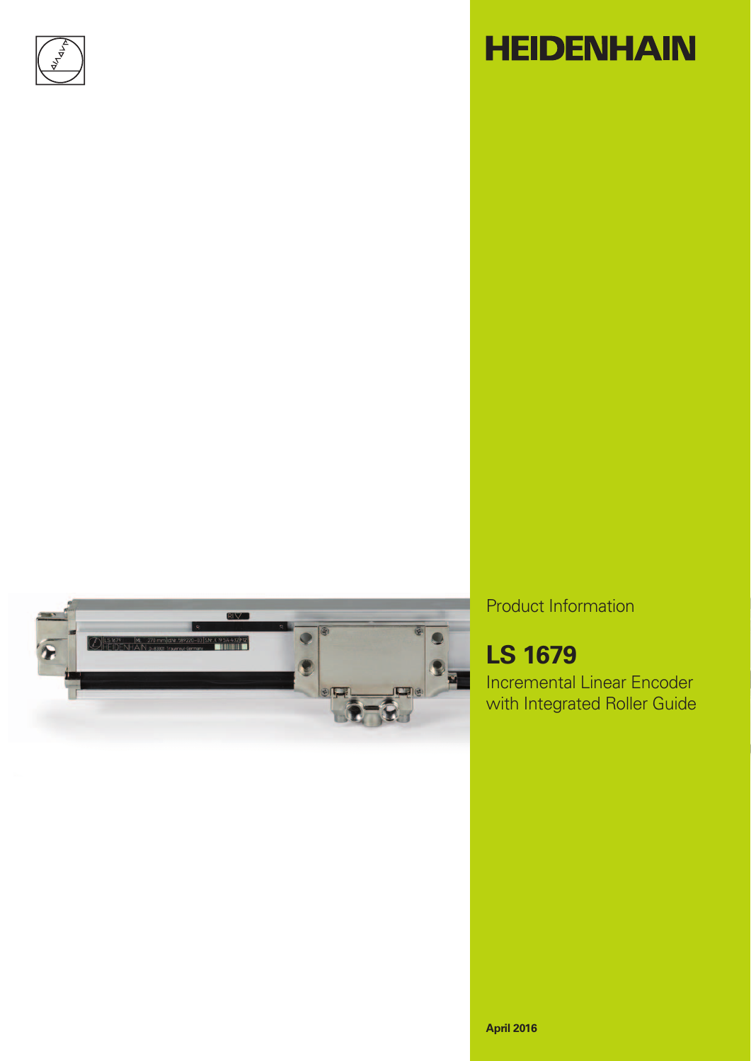HEIDENHAIN

Product Information

# LS 1679

Incremental Linear Encoder with Integrated Roller Guide

**April 2016**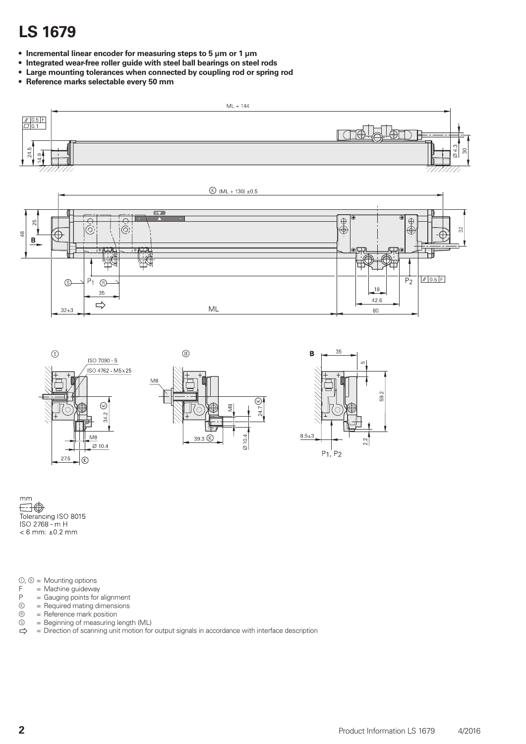# LS 1679

- **Incremental linear encoder for measuring steps to 5 µm or 1 µm**
- **Integrated wear-free roller guide with steel ball bearings on steel rods**
- **Large mounting tolerances when connected by coupling rod or spring rod**
- **Reference marks selectable every 50 mm**

mm

Tolerancing ISO 8015
ISO 2768 - m H
< 6 mm: ±0.2 mm

Ⓘ, Ⓘ Ⓘ = Mounting options
F = Machine guideway
P = Gauging points for alignment
Ⓚ = Required mating dimensions
Ⓡ = Reference mark position
Ⓢ = Beginning of measuring length (ML)
⇨ = Direction of scanning unit motion for output signals in accordance with interface description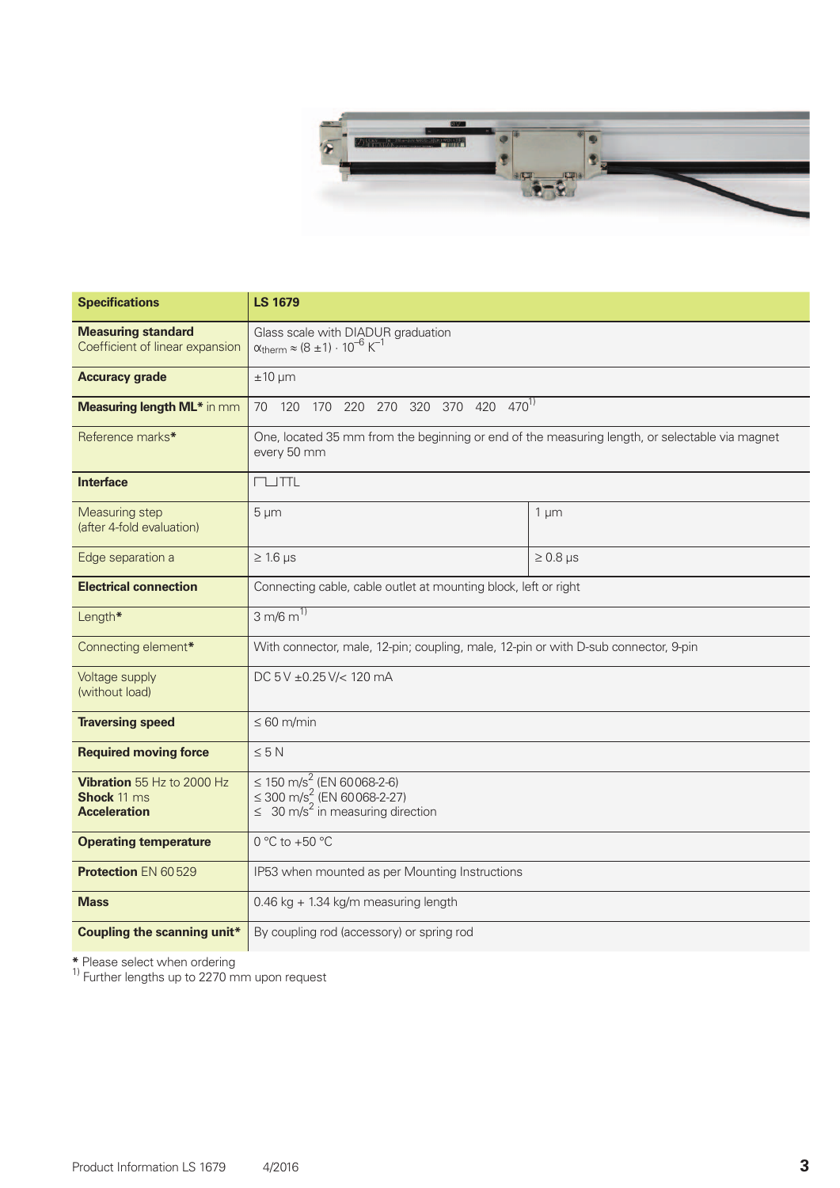| **Specifications** | **LS 1679** | |
|---|---|---|
| **Measuring standard** Coefficient of linear expansion | Glass scale with DIADUR graduation $\alpha_{therm} \approx (8 \pm 1) \cdot 10^{-6}\ K^{-1}$ | |
| **Accuracy grade** | ±10 µm | |
| **Measuring length ML*** in mm | 70 120 170 220 270 320 370 420 470[1)] | |
| Reference marks* | One, located 35 mm from the beginning or end of the measuring length, or selectable via magnet every 50 mm | |
| **Interface** | ⊓⊔TTL | |
| Measuring step (after 4-fold evaluation) | 5 µm | 1 µm |
| Edge separation a | ≥ 1.6 µs | ≥ 0.8 µs |
| **Electrical connection** | Connecting cable, cable outlet at mounting block, left or right | |
| Length* | 3 m/6 m[1)] | |
| Connecting element* | With connector, male, 12-pin; coupling, male, 12-pin or with D-sub connector, 9-pin | |
| Voltage supply (without load) | DC 5 V ±0.25 V/< 120 mA | |
| **Traversing speed** | ≤ 60 m/min | |
| **Required moving force** | ≤ 5 N | |
| **Vibration** 55 Hz to 2000 Hz **Shock** 11 ms **Acceleration** | ≤ 150 $m/s^2$ (EN 60068-2-6) ≤ 300 $m/s^2$ (EN 60068-2-27) ≤ 30 $m/s^2$ in measuring direction | |
| **Operating temperature** | 0 °C to +50 °C | |
| **Protection** EN 60529 | IP53 when mounted as per Mounting Instructions | |
| **Mass** | 0.46 kg + 1.34 kg/m measuring length | |
| **Coupling the scanning unit*** | By coupling rod (accessory) or spring rod | |

**\*** Please select when ordering
[1)] Further lengths up to 2270 mm upon request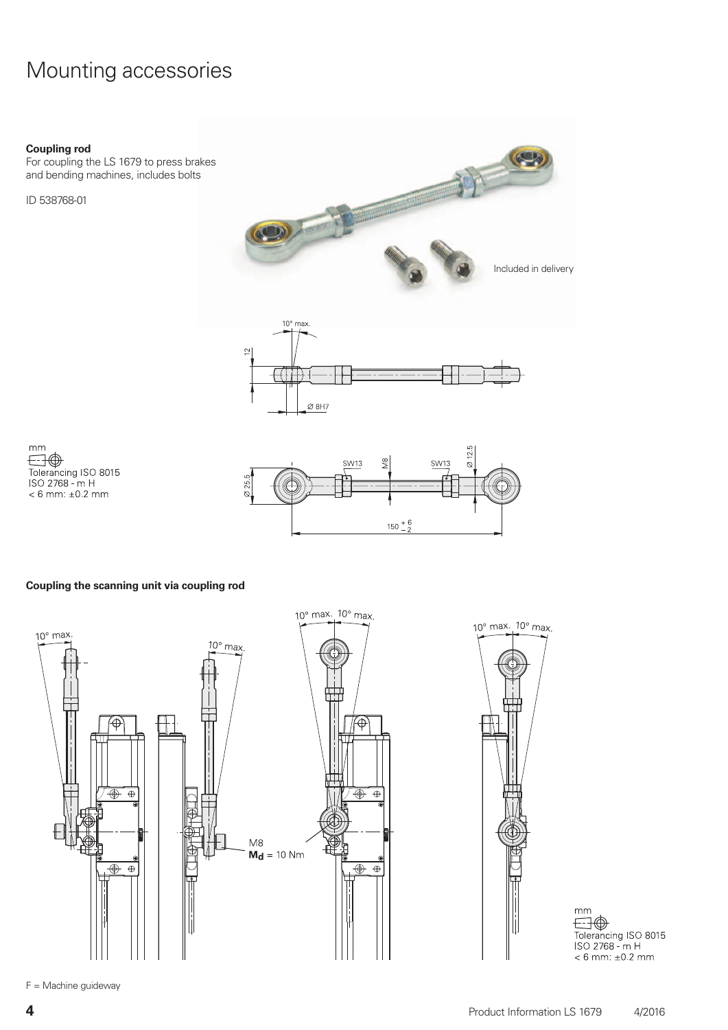# Mounting accessories

**Coupling rod**
For coupling the LS 1679 to press brakes and bending machines, includes bolts

ID 538768-01

Included in delivery

10° max.

12

Ø 8H7

mm

Tolerancing ISO 8015
ISO 2768 - m H
< 6 mm: ±0.2 mm

Ø 25.5

SW13

M8

SW13

Ø 12.5

$150^{+6}_{-2}$

**Coupling the scanning unit via coupling rod**

10° max.

10° max.

10° max. 10° max.

10° max. 10° max.

M8
$\mathbf{M_d}$ = 10 Nm

mm

Tolerancing ISO 8015
ISO 2768 - m H
< 6 mm: ±0.2 mm

F = Machine guideway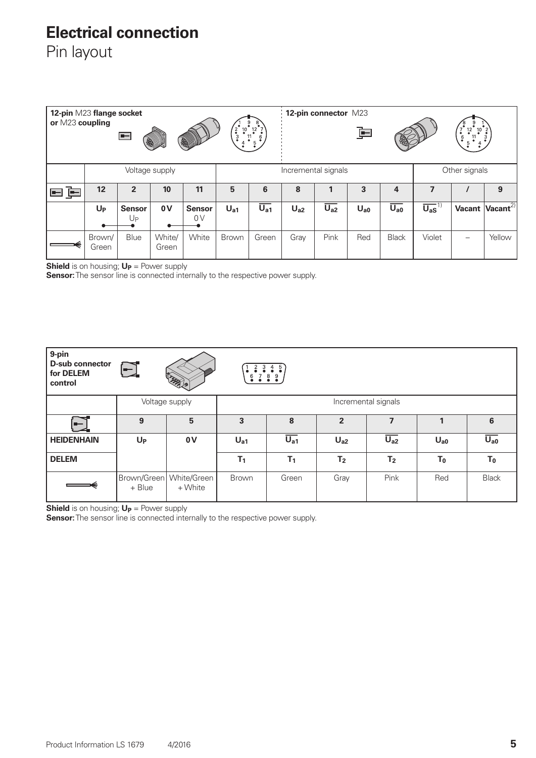# Electrical connection

## Pin layout

**12-pin** M23 **flange socket or** M23 **coupling**

**12-pin connector** M23

| | Voltage supply | | | | Incremental signals | | | | | | Other signals | | |
|---|---|---|---|---|---|---|---|---|---|---|---|---|---|
| | 12 | 2 | 10 | 11 | 5 | 6 | 8 | 1 | 3 | 4 | 7 | / | 9 |
| | $U_P$ | Sensor $U_P$ | 0 V | Sensor 0 V | $U_{a1}$ | $\overline{U_{a1}}$ | $U_{a2}$ | $\overline{U_{a2}}$ | $U_{a0}$ | $\overline{U_{a0}}$ | $\overline{U_{aS}}$ [1)] | Vacant | Vacant[2)] |
| | Brown/Green | Blue | White/Green | White | Brown | Green | Gray | Pink | Red | Black | Violet | – | Yellow |

**Shield** is on housing; $U_P$ = Power supply
**Sensor:** The sensor line is connected internally to the respective power supply.

**9-pin D-sub connector for DELEM control**

| | Voltage supply | | Incremental signals | | | | | |
|---|---|---|---|---|---|---|---|---|
| | 9 | 5 | 3 | 8 | 2 | 7 | 1 | 6 |
| **HEIDENHAIN** | $U_P$ | 0 V | $U_{a1}$ | $\overline{U_{a1}}$ | $U_{a2}$ | $\overline{U_{a2}}$ | $U_{a0}$ | $\overline{U_{a0}}$ |
| **DELEM** | | | $T_1$ | $T_1$ | $T_2$ | $T_2$ | $T_0$ | $T_0$ |
| | Brown/Green + Blue | White/Green + White | Brown | Green | Gray | Pink | Red | Black |

**Shield** is on housing; $U_P$ = Power supply
**Sensor:** The sensor line is connected internally to the respective power supply.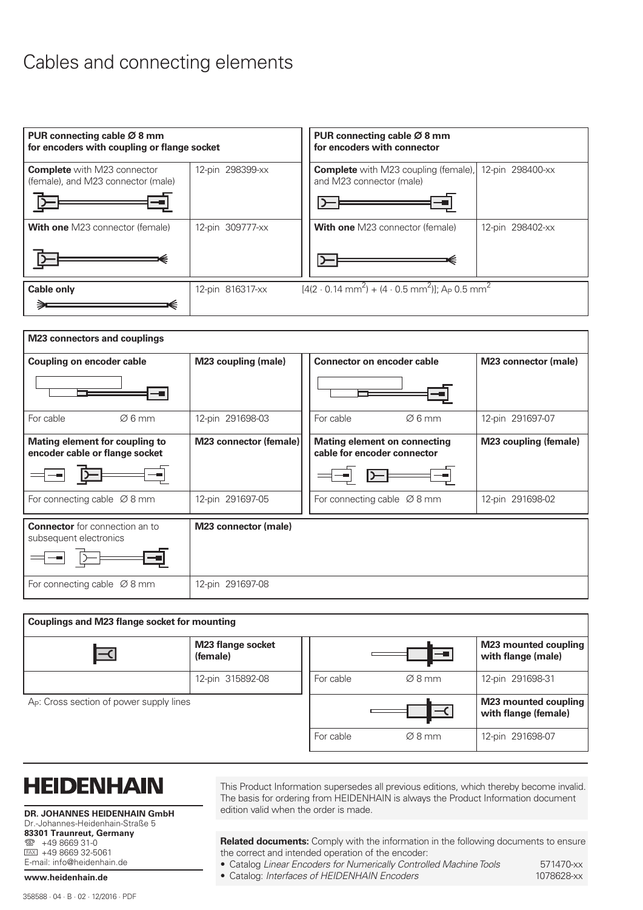# Cables and connecting elements

| PUR connecting cable Ø 8 mm for encoders with coupling or flange socket | |
|---|---|
| **Complete** with M23 connector (female), and M23 connector (male) | 12-pin 298399-xx |
| **With one** M23 connector (female) | 12-pin 309777-xx |

| PUR connecting cable Ø 8 mm for encoders with connector | |
|---|---|
| **Complete** with M23 coupling (female), and M23 connector (male) | 12-pin 298400-xx |
| **With one** M23 connector (female) | 12-pin 298402-xx |

| | | |
|---|---|---|
| **Cable only** | 12-pin 816317-xx | [4(2 · 0.14 $mm^2$) + (4 · 0.5 $mm^2$)]; $A_P$ 0.5 $mm^2$ |

## M23 connectors and couplings

| Coupling on encoder cable | | M23 coupling (male) |
|---|---|---|
| For cable | Ø 6 mm | 12-pin 291698-03 |

| Connector on encoder cable | | M23 connector (male) |
|---|---|---|
| For cable | Ø 6 mm | 12-pin 291697-07 |

| Mating element for coupling to encoder cable or flange socket | M23 connector (female) |
|---|---|
| For connecting cable Ø 8 mm | 12-pin 291697-05 |

| Mating element on connecting cable for encoder connector | M23 coupling (female) |
|---|---|
| For connecting cable Ø 8 mm | 12-pin 291698-02 |

| **Connector** for connection an to subsequent electronics | M23 connector (male) |
|---|---|
| For connecting cable Ø 8 mm | 12-pin 291697-08 |

## Couplings and M23 flange socket for mounting

| | M23 flange socket (female) |
|---|---|
| | 12-pin 315892-08 |

| | | M23 mounted coupling with flange (male) |
|---|---|---|
| For cable | Ø 8 mm | 12-pin 291698-31 |

| | | M23 mounted coupling with flange (female) |
|---|---|---|
| For cable | Ø 8 mm | 12-pin 291698-07 |

$A_P$: Cross section of power supply lines

**HEIDENHAIN**

**DR. JOHANNES HEIDENHAIN GmbH**
Dr.-Johannes-Heidenhain-Straße 5
**83301 Traunreut, Germany**
+49 8669 31-0
FAX +49 8669 32-5061
E-mail: info@heidenhain.de

**www.heidenhain.de**

This Product Information supersedes all previous editions, which thereby become invalid. The basis for ordering from HEIDENHAIN is always the Product Information document edition valid when the order is made.

**Related documents:** Comply with the information in the following documents to ensure the correct and intended operation of the encoder:

- Catalog *Linear Encoders for Numerically Controlled Machine Tools* 571470-xx
- Catalog: *Interfaces of HEIDENHAIN Encoders* 1078628-xx

358588 · 04 · B · 02 · 12/2016 · PDF